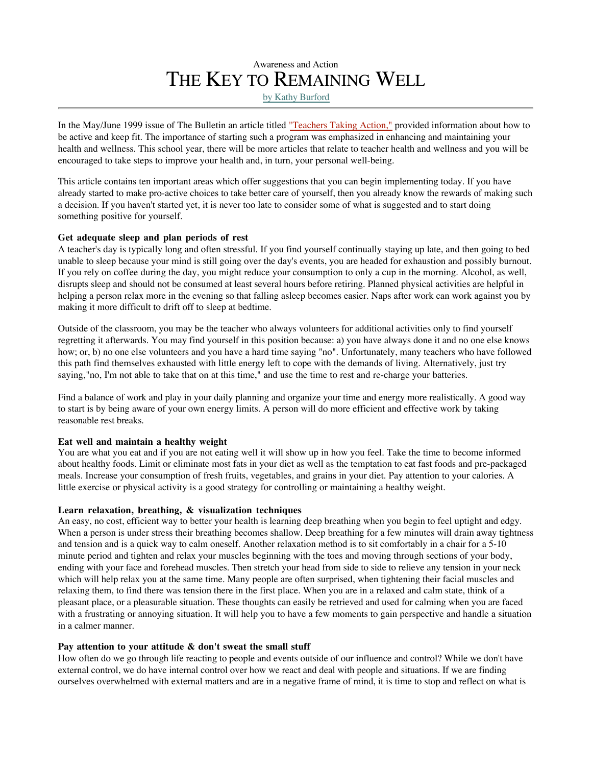Awareness and Action

# The Key to Remaining Well

by Kathy Burford

In the May/June 1999 issue of The Bulletin an article titled "Teachers Taking Action," provided information about how to be active and keep fit. The importance of starting such a program was emphasized in enhancing and maintaining your health and wellness. This school year, there will be more articles that relate to teacher health and wellness and you will be encouraged to take steps to improve your health and, in turn, your personal well-being.

This article contains ten important areas which offer suggestions that you can begin implementing today. If you have already started to make pro-active choices to take better care of yourself, then you already know the rewards of making such a decision. If you haven't started yet, it is never too late to consider some of what is suggested and to start doing something positive for yourself.

**Get adequate sleep and plan periods of rest**

A teacher's day is typically long and often stressful. If you find yourself continually staying up late, and then going to bed unable to sleep because your mind is still going over the day's events, you are headed for exhaustion and possibly burnout. If you rely on coffee during the day, you might reduce your consumption to only a cup in the morning. Alcohol, as well, disrupts sleep and should not be consumed at least several hours before retiring. Planned physical activities are helpful in helping a person relax more in the evening so that falling asleep becomes easier. Naps after work can work against you by making it more difficult to drift off to sleep at bedtime.

Outside of the classroom, you may be the teacher who always volunteers for additional activities only to find yourself regretting it afterwards. You may find yourself in this position because: a) you have always done it and no one else knows how; or, b) no one else volunteers and you have a hard time saying "no". Unfortunately, many teachers who have followed this path find themselves exhausted with little energy left to cope with the demands of living. Alternatively, just try saying,"no, I'm not able to take that on at this time," and use the time to rest and re-charge your batteries.

Find a balance of work and play in your daily planning and organize your time and energy more realistically. A good way to start is by being aware of your own energy limits. A person will do more efficient and effective work by taking reasonable rest breaks.

**Eat well and maintain a healthy weight**

You are what you eat and if you are not eating well it will show up in how you feel. Take the time to become informed about healthy foods. Limit or eliminate most fats in your diet as well as the temptation to eat fast foods and pre-packaged meals. Increase your consumption of fresh fruits, vegetables, and grains in your diet. Pay attention to your calories. A little exercise or physical activity is a good strategy for controlling or maintaining a healthy weight.

**Learn relaxation, breathing, & visualization techniques**

An easy, no cost, efficient way to better your health is learning deep breathing when you begin to feel uptight and edgy. When a person is under stress their breathing becomes shallow. Deep breathing for a few minutes will drain away tightness and tension and is a quick way to calm oneself. Another relaxation method is to sit comfortably in a chair for a 5-10 minute period and tighten and relax your muscles beginning with the toes and moving through sections of your body, ending with your face and forehead muscles. Then stretch your head from side to side to relieve any tension in your neck which will help relax you at the same time. Many people are often surprised, when tightening their facial muscles and relaxing them, to find there was tension there in the first place. When you are in a relaxed and calm state, think of a pleasant place, or a pleasurable situation. These thoughts can easily be retrieved and used for calming when you are faced with a frustrating or annoying situation. It will help you to have a few moments to gain perspective and handle a situation in a calmer manner.

**Pay attention to your attitude & don't sweat the small stuff**

How often do we go through life reacting to people and events outside of our influence and control? While we don't have external control, we do have internal control over how we react and deal with people and situations. If we are finding ourselves overwhelmed with external matters and are in a negative frame of mind, it is time to stop and reflect on what is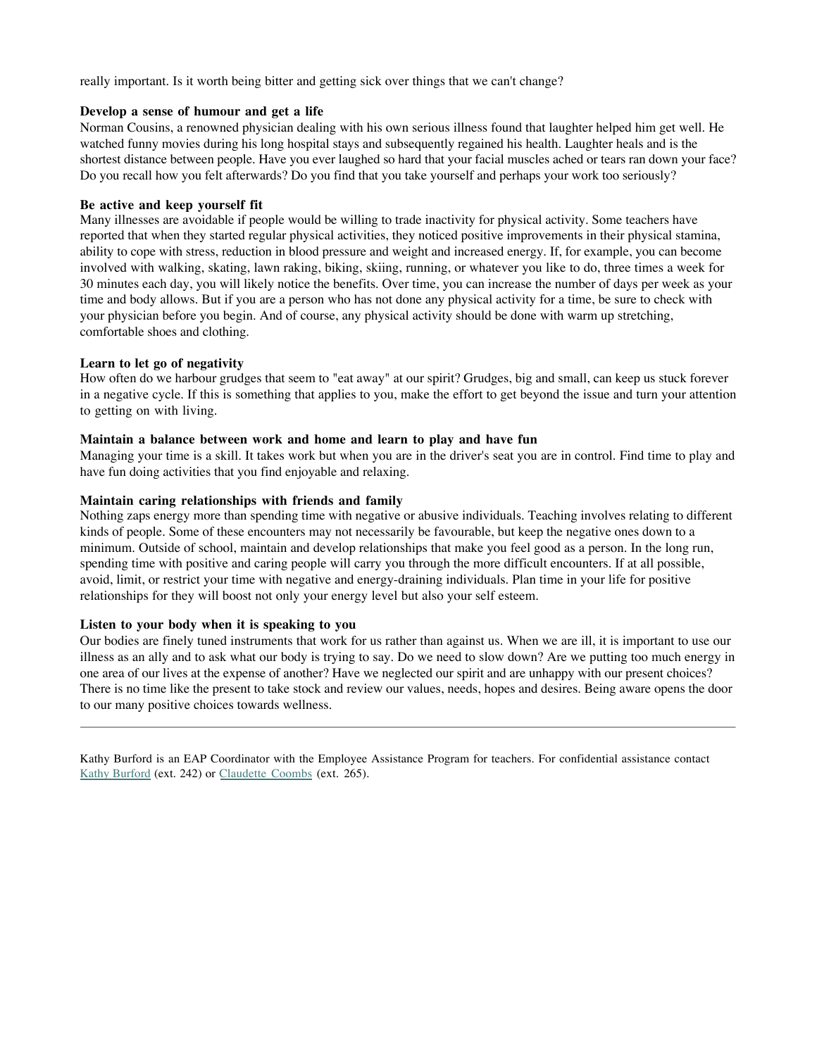really important. Is it worth being bitter and getting sick over things that we can't change?

**Develop a sense of humour and get a life**

Norman Cousins, a renowned physician dealing with his own serious illness found that laughter helped him get well. He watched funny movies during his long hospital stays and subsequently regained his health. Laughter heals and is the shortest distance between people. Have you ever laughed so hard that your facial muscles ached or tears ran down your face? Do you recall how you felt afterwards? Do you find that you take yourself and perhaps your work too seriously?

**Be active and keep yourself fit**

Many illnesses are avoidable if people would be willing to trade inactivity for physical activity. Some teachers have reported that when they started regular physical activities, they noticed positive improvements in their physical stamina, ability to cope with stress, reduction in blood pressure and weight and increased energy. If, for example, you can become involved with walking, skating, lawn raking, biking, skiing, running, or whatever you like to do, three times a week for 30 minutes each day, you will likely notice the benefits. Over time, you can increase the number of days per week as your time and body allows. But if you are a person who has not done any physical activity for a time, be sure to check with your physician before you begin. And of course, any physical activity should be done with warm up stretching, comfortable shoes and clothing.

**Learn to let go of negativity**

How often do we harbour grudges that seem to "eat away" at our spirit? Grudges, big and small, can keep us stuck forever in a negative cycle. If this is something that applies to you, make the effort to get beyond the issue and turn your attention to getting on with living.

**Maintain a balance between work and home and learn to play and have fun**

Managing your time is a skill. It takes work but when you are in the driver's seat you are in control. Find time to play and have fun doing activities that you find enjoyable and relaxing.

**Maintain caring relationships with friends and family**

Nothing zaps energy more than spending time with negative or abusive individuals. Teaching involves relating to different kinds of people. Some of these encounters may not necessarily be favourable, but keep the negative ones down to a minimum. Outside of school, maintain and develop relationships that make you feel good as a person. In the long run, spending time with positive and caring people will carry you through the more difficult encounters. If at all possible, avoid, limit, or restrict your time with negative and energy-draining individuals. Plan time in your life for positive relationships for they will boost not only your energy level but also your self esteem.

**Listen to your body when it is speaking to you**

Our bodies are finely tuned instruments that work for us rather than against us. When we are ill, it is important to use our illness as an ally and to ask what our body is trying to say. Do we need to slow down? Are we putting too much energy in one area of our lives at the expense of another? Have we neglected our spirit and are unhappy with our present choices? There is no time like the present to take stock and review our values, needs, hopes and desires. Being aware opens the door to our many positive choices towards wellness.

---

Kathy Burford is an EAP Coordinator with the Employee Assistance Program for teachers. For confidential assistance contact Kathy Burford (ext. 242) or Claudette Coombs (ext. 265).